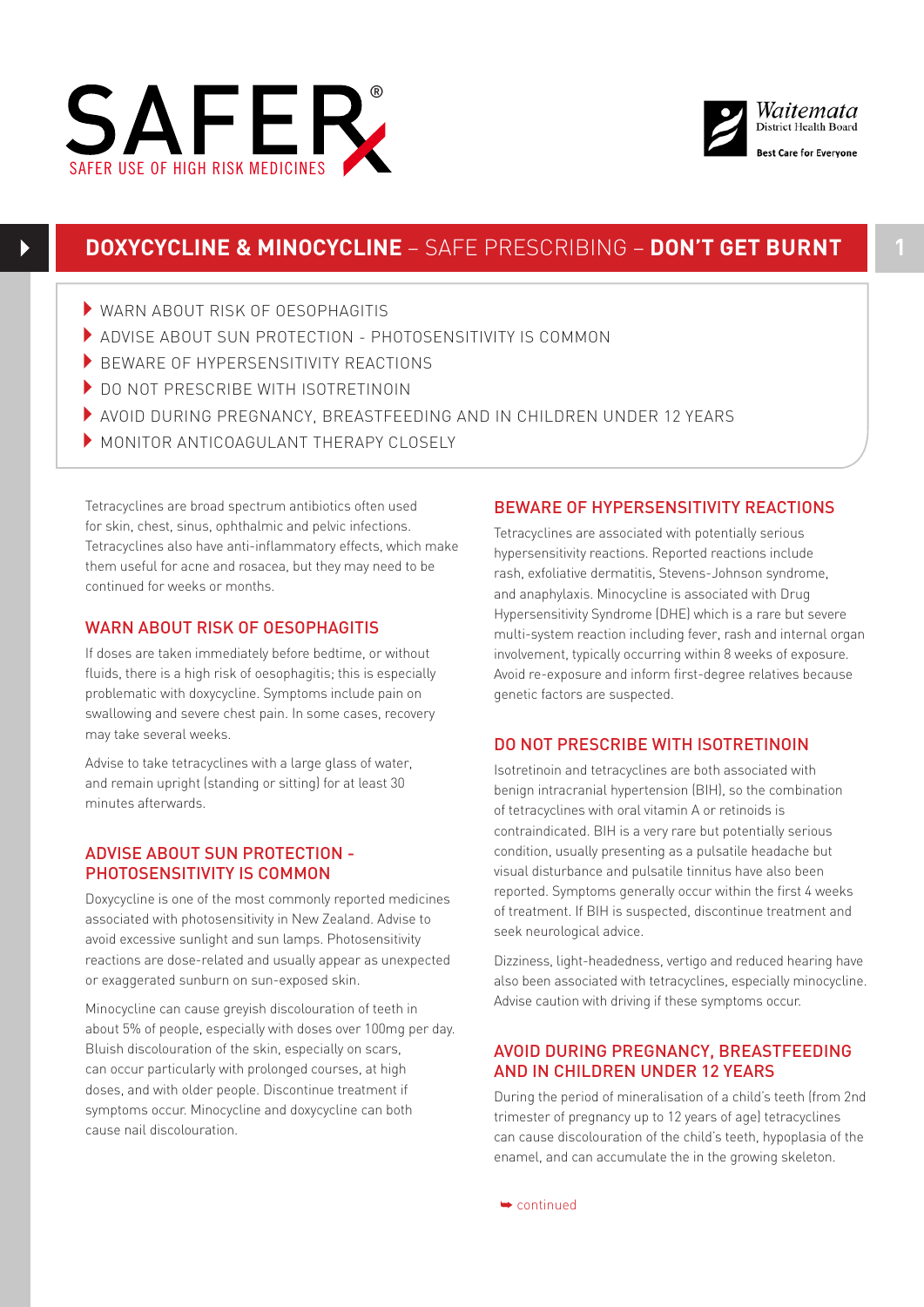SAFER®

SAFER USE OF HIGH RISK MEDICINES

Waitemata District Health Board

Best Care for Everyone

# DOXYCYCLINE & MINOCYCLINE – SAFE PRESCRIBING – DON'T GET BURNT

- WARN ABOUT RISK OF OESOPHAGITIS
- ADVISE ABOUT SUN PROTECTION - PHOTOSENSITIVITY IS COMMON
- BEWARE OF HYPERSENSITIVITY REACTIONS
- DO NOT PRESCRIBE WITH ISOTRETINOIN
- AVOID DURING PREGNANCY, BREASTFEEDING AND IN CHILDREN UNDER 12 YEARS
- MONITOR ANTICOAGULANT THERAPY CLOSELY

Tetracyclines are broad spectrum antibiotics often used for skin, chest, sinus, ophthalmic and pelvic infections. Tetracyclines also have anti-inflammatory effects, which make them useful for acne and rosacea, but they may need to be continued for weeks or months.

## WARN ABOUT RISK OF OESOPHAGITIS

If doses are taken immediately before bedtime, or without fluids, there is a high risk of oesophagitis; this is especially problematic with doxycycline. Symptoms include pain on swallowing and severe chest pain. In some cases, recovery may take several weeks.

Advise to take tetracyclines with a large glass of water, and remain upright (standing or sitting) for at least 30 minutes afterwards.

## ADVISE ABOUT SUN PROTECTION - PHOTOSENSITIVITY IS COMMON

Doxycycline is one of the most commonly reported medicines associated with photosensitivity in New Zealand. Advise to avoid excessive sunlight and sun lamps. Photosensitivity reactions are dose-related and usually appear as unexpected or exaggerated sunburn on sun-exposed skin.

Minocycline can cause greyish discolouration of teeth in about 5% of people, especially with doses over 100mg per day. Bluish discolouration of the skin, especially on scars, can occur particularly with prolonged courses, at high doses, and with older people. Discontinue treatment if symptoms occur. Minocycline and doxycycline can both cause nail discolouration.

## BEWARE OF HYPERSENSITIVITY REACTIONS

Tetracyclines are associated with potentially serious hypersensitivity reactions. Reported reactions include rash, exfoliative dermatitis, Stevens-Johnson syndrome, and anaphylaxis. Minocycline is associated with Drug Hypersensitivity Syndrome (DHE) which is a rare but severe multi-system reaction including fever, rash and internal organ involvement, typically occurring within 8 weeks of exposure. Avoid re-exposure and inform first-degree relatives because genetic factors are suspected.

## DO NOT PRESCRIBE WITH ISOTRETINOIN

Isotretinoin and tetracyclines are both associated with benign intracranial hypertension (BIH), so the combination of tetracyclines with oral vitamin A or retinoids is contraindicated. BIH is a very rare but potentially serious condition, usually presenting as a pulsatile headache but visual disturbance and pulsatile tinnitus have also been reported. Symptoms generally occur within the first 4 weeks of treatment. If BIH is suspected, discontinue treatment and seek neurological advice.

Dizziness, light-headedness, vertigo and reduced hearing have also been associated with tetracyclines, especially minocycline. Advise caution with driving if these symptoms occur.

## AVOID DURING PREGNANCY, BREASTFEEDING AND IN CHILDREN UNDER 12 YEARS

During the period of mineralisation of a child's teeth (from 2nd trimester of pregnancy up to 12 years of age) tetracyclines can cause discolouration of the child's teeth, hypoplasia of the enamel, and can accumulate the in the growing skeleton.

continued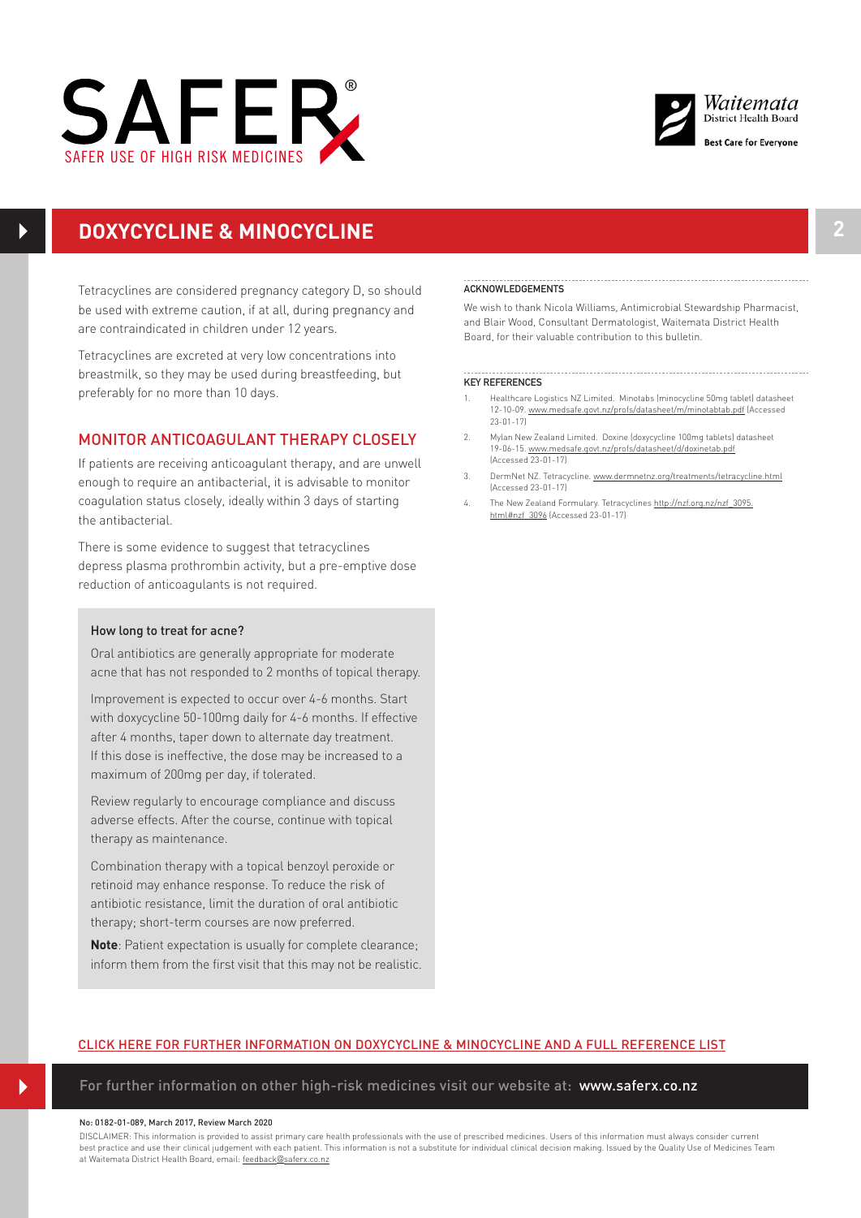# SAFER

SAFER USE OF HIGH RISK MEDICINES

Waitemata District Health Board

Best Care for Everyone

## DOXYCYCLINE & MINOCYCLINE

Tetracyclines are considered pregnancy category D, so should be used with extreme caution, if at all, during pregnancy and are contraindicated in children under 12 years.

Tetracyclines are excreted at very low concentrations into breastmilk, so they may be used during breastfeeding, but preferably for no more than 10 days.

### MONITOR ANTICOAGULANT THERAPY CLOSELY

If patients are receiving anticoagulant therapy, and are unwell enough to require an antibacterial, it is advisable to monitor coagulation status closely, ideally within 3 days of starting the antibacterial.

There is some evidence to suggest that tetracyclines depress plasma prothrombin activity, but a pre-emptive dose reduction of anticoagulants is not required.

#### How long to treat for acne?

Oral antibiotics are generally appropriate for moderate acne that has not responded to 2 months of topical therapy.

Improvement is expected to occur over 4-6 months. Start with doxycycline 50-100mg daily for 4-6 months. If effective after 4 months, taper down to alternate day treatment. If this dose is ineffective, the dose may be increased to a maximum of 200mg per day, if tolerated.

Review regularly to encourage compliance and discuss adverse effects. After the course, continue with topical therapy as maintenance.

Combination therapy with a topical benzoyl peroxide or retinoid may enhance response. To reduce the risk of antibiotic resistance, limit the duration of oral antibiotic therapy; short-term courses are now preferred.

**Note**: Patient expectation is usually for complete clearance; inform them from the first visit that this may not be realistic.

#### ACKNOWLEDGEMENTS

We wish to thank Nicola Williams, Antimicrobial Stewardship Pharmacist, and Blair Wood, Consultant Dermatologist, Waitemata District Health Board, for their valuable contribution to this bulletin.

#### KEY REFERENCES

1. Healthcare Logistics NZ Limited. Minotabs (minocycline 50mg tablet) datasheet 12-10-09. www.medsafe.govt.nz/profs/datasheet/m/minotabtab.pdf (Accessed 23-01-17)
2. Mylan New Zealand Limited. Doxine (doxycycline 100mg tablets) datasheet 19-06-15. www.medsafe.govt.nz/profs/datasheet/d/doxinetab.pdf (Accessed 23-01-17)
3. DermNet NZ. Tetracycline. www.dermnetnz.org/treatments/tetracycline.html (Accessed 23-01-17)
4. The New Zealand Formulary. Tetracyclines http://nzf.org.nz/nzf_3095.html#nzf_3096 (Accessed 23-01-17)

CLICK HERE FOR FURTHER INFORMATION ON DOXYCYCLINE & MINOCYCLINE AND A FULL REFERENCE LIST

For further information on other high-risk medicines visit our website at: www.saferx.co.nz

No: 0182-01-089, March 2017, Review March 2020

DISCLAIMER: This information is provided to assist primary care health professionals with the use of prescribed medicines. Users of this information must always consider current best practice and use their clinical judgement with each patient. This information is not a substitute for individual clinical decision making. Issued by the Quality Use of Medicines Team at Waitemata District Health Board, email: feedback@saferx.co.nz